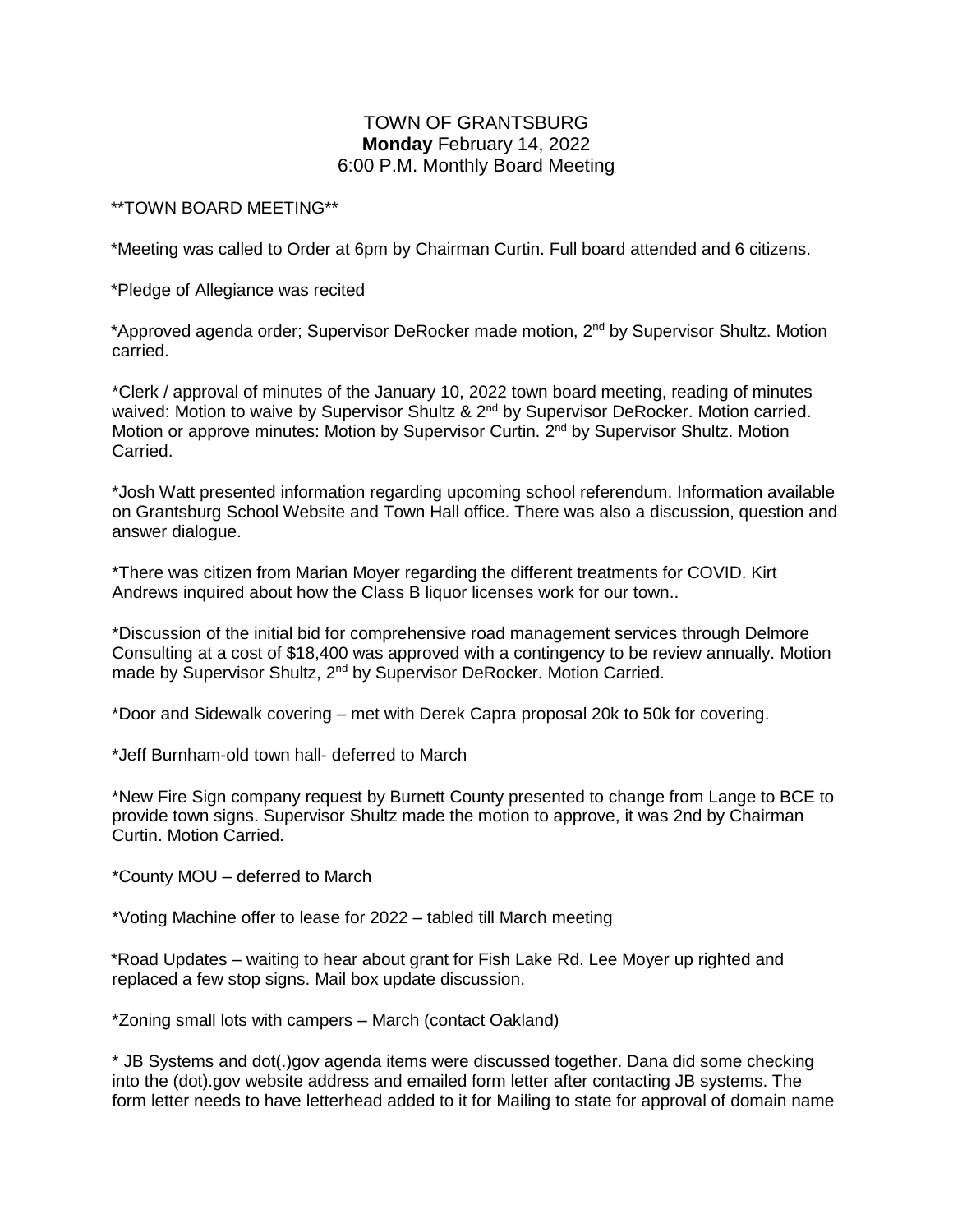# TOWN OF GRANTSBURG
## **Monday** February 14, 2022
## 6:00 P.M. Monthly Board Meeting

**TOWN BOARD MEETING**

*Meeting was called to Order at 6pm by Chairman Curtin. Full board attended and 6 citizens.

*Pledge of Allegiance was recited

*Approved agenda order; Supervisor DeRocker made motion, 2nd by Supervisor Shultz. Motion carried.

*Clerk / approval of minutes of the January 10, 2022 town board meeting, reading of minutes waived: Motion to waive by Supervisor Shultz & 2nd by Supervisor DeRocker. Motion carried. Motion or approve minutes: Motion by Supervisor Curtin. 2nd by Supervisor Shultz. Motion Carried.

*Josh Watt presented information regarding upcoming school referendum. Information available on Grantsburg School Website and Town Hall office. There was also a discussion, question and answer dialogue.

*There was citizen from Marian Moyer regarding the different treatments for COVID. Kirt Andrews inquired about how the Class B liquor licenses work for our town..

*Discussion of the initial bid for comprehensive road management services through Delmore Consulting at a cost of $18,400 was approved with a contingency to be review annually. Motion made by Supervisor Shultz, 2nd by Supervisor DeRocker. Motion Carried.

*Door and Sidewalk covering – met with Derek Capra proposal 20k to 50k for covering.

*Jeff Burnham-old town hall- deferred to March

*New Fire Sign company request by Burnett County presented to change from Lange to BCE to provide town signs. Supervisor Shultz made the motion to approve, it was 2nd by Chairman Curtin. Motion Carried.

*County MOU – deferred to March

*Voting Machine offer to lease for 2022 – tabled till March meeting

*Road Updates – waiting to hear about grant for Fish Lake Rd. Lee Moyer up righted and replaced a few stop signs. Mail box update discussion.

*Zoning small lots with campers – March (contact Oakland)

* JB Systems and dot(.)gov agenda items were discussed together. Dana did some checking into the (dot).gov website address and emailed form letter after contacting JB systems. The form letter needs to have letterhead added to it for Mailing to state for approval of domain name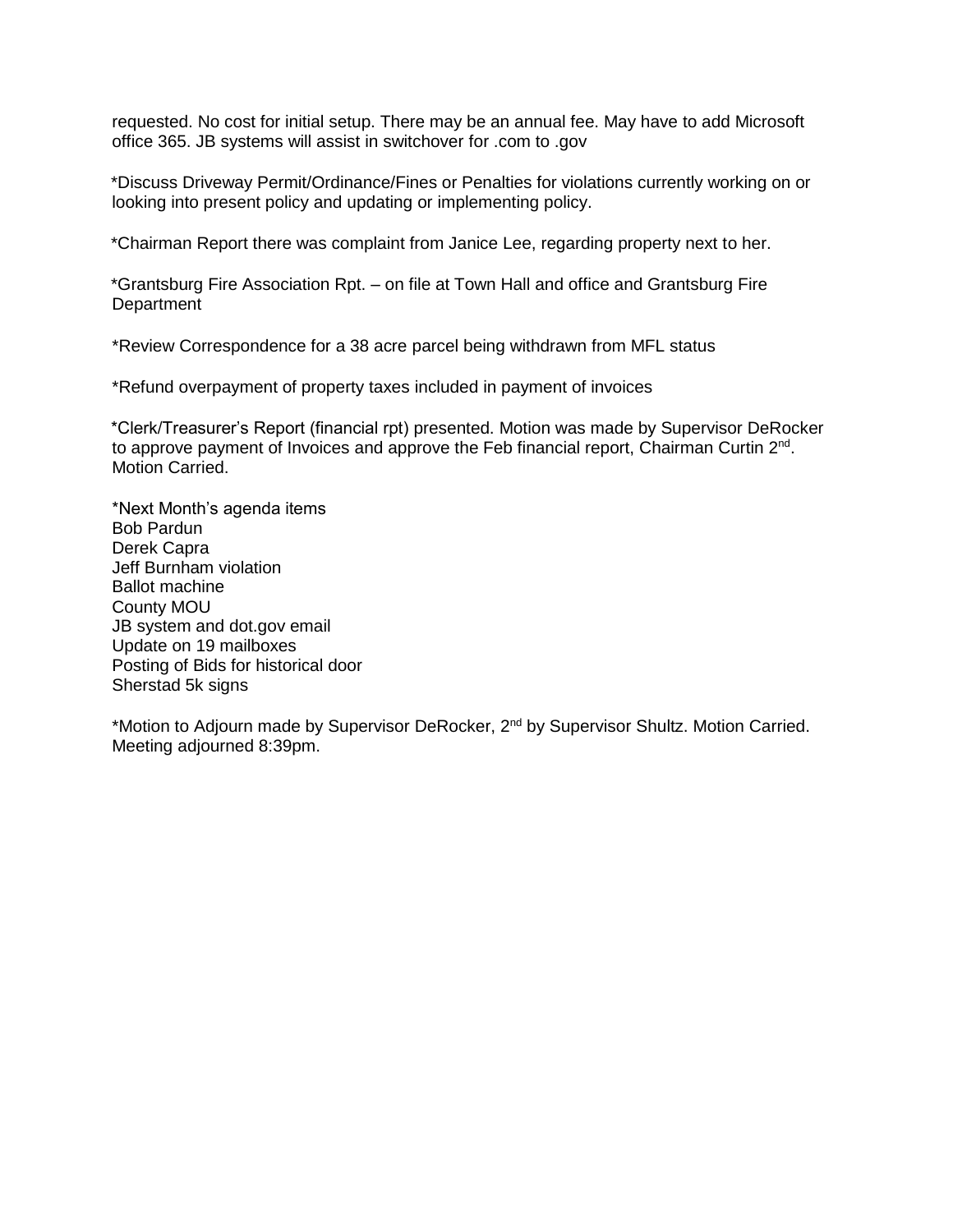requested. No cost for initial setup. There may be an annual fee. May have to add Microsoft office 365. JB systems will assist in switchover for .com to .gov

*Discuss Driveway Permit/Ordinance/Fines or Penalties for violations currently working on or looking into present policy and updating or implementing policy.

*Chairman Report there was complaint from Janice Lee, regarding property next to her.

*Grantsburg Fire Association Rpt. – on file at Town Hall and office and Grantsburg Fire Department

*Review Correspondence for a 38 acre parcel being withdrawn from MFL status

*Refund overpayment of property taxes included in payment of invoices

*Clerk/Treasurer's Report (financial rpt) presented. Motion was made by Supervisor DeRocker to approve payment of Invoices and approve the Feb financial report, Chairman Curtin 2nd. Motion Carried.

*Next Month's agenda items
Bob Pardun
Derek Capra
Jeff Burnham violation
Ballot machine
County MOU
JB system and dot.gov email
Update on 19 mailboxes
Posting of Bids for historical door
Sherstad 5k signs

*Motion to Adjourn made by Supervisor DeRocker, 2nd by Supervisor Shultz. Motion Carried. Meeting adjourned 8:39pm.